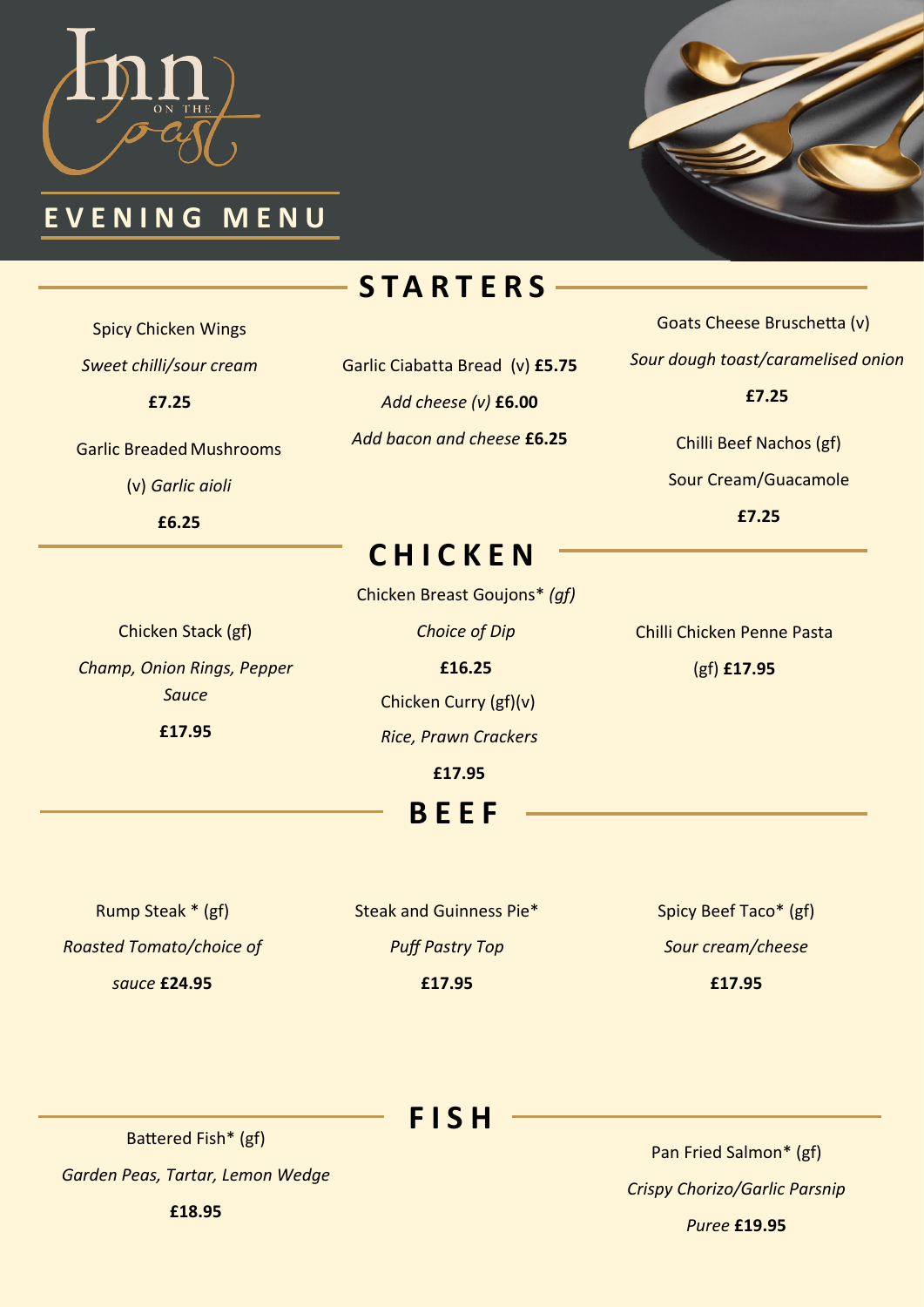# Inn on the Coast

## EVENING MENU

## STARTERS

Spicy Chicken Wings
*Sweet chilli/sour cream*
**£7.25**

Garlic Breaded Mushrooms
(v) *Garlic aioli*
**£6.25**

Garlic Ciabatta Bread (v) **£5.75**
*Add cheese (v)* **£6.00**
*Add bacon and cheese* **£6.25**

Goats Cheese Bruschetta (v)
*Sour dough toast/caramelised onion*
**£7.25**

Chilli Beef Nachos (gf)
Sour Cream/Guacamole
**£7.25**

## CHICKEN

Chicken Stack (gf)
*Champ, Onion Rings, Pepper Sauce*
**£17.95**

Chicken Breast Goujons* *(gf)*
*Choice of Dip*
**£16.25**

Chicken Curry (gf)(v)
*Rice, Prawn Crackers*
**£17.95**

Chilli Chicken Penne Pasta
(gf) **£17.95**

## BEEF

Rump Steak * (gf)
*Roasted Tomato/choice of sauce* **£24.95**

Steak and Guinness Pie*
*Puff Pastry Top*
**£17.95**

Spicy Beef Taco* (gf)
*Sour cream/cheese*
**£17.95**

## FISH

Battered Fish* (gf)
*Garden Peas, Tartar, Lemon Wedge*
**£18.95**

Pan Fried Salmon* (gf)
*Crispy Chorizo/Garlic Parsnip Puree* **£19.95**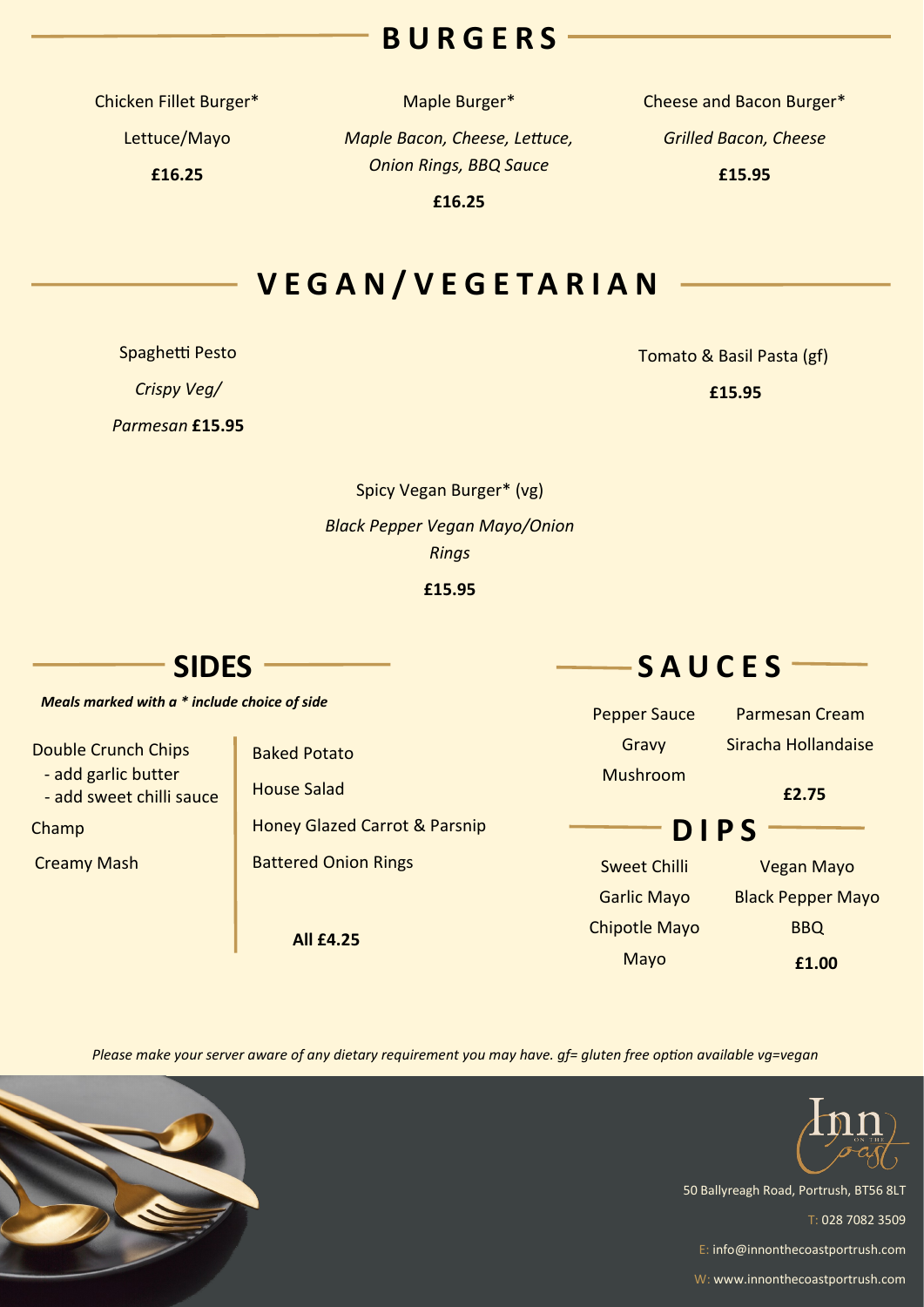## BURGERS

Chicken Fillet Burger*

Lettuce/Mayo

**£16.25**

Maple Burger*

*Maple Bacon, Cheese, Lettuce, Onion Rings, BBQ Sauce*

**£16.25**

Cheese and Bacon Burger*

*Grilled Bacon, Cheese*

**£15.95**

## VEGAN/VEGETARIAN

Spaghetti Pesto

*Crispy Veg/ Parmesan* **£15.95**

Tomato & Basil Pasta (gf)

**£15.95**

Spicy Vegan Burger* (vg)

*Black Pepper Vegan Mayo/Onion Rings*

**£15.95**

## SIDES

***Meals marked with a * include choice of side***

Double Crunch Chips
- add garlic butter
- add sweet chilli sauce

Champ

Creamy Mash

Baked Potato

House Salad

Honey Glazed Carrot & Parsnip

Battered Onion Rings

**All £4.25**

## SAUCES

Pepper Sauce

Gravy

Mushroom

Parmesan Cream

Siracha Hollandaise

**£2.75**

## DIPS

Sweet Chilli

Garlic Mayo

Chipotle Mayo

Mayo

Vegan Mayo

Black Pepper Mayo

BBQ

**£1.00**

*Please make your server aware of any dietary requirement you may have. gf= gluten free option available vg=vegan*

Inn on the Coast

50 Ballyreagh Road, Portrush, BT56 8LT

T: 028 7082 3509

E: info@innonthecoastportrush.com

W: www.innonthecoastportrush.com